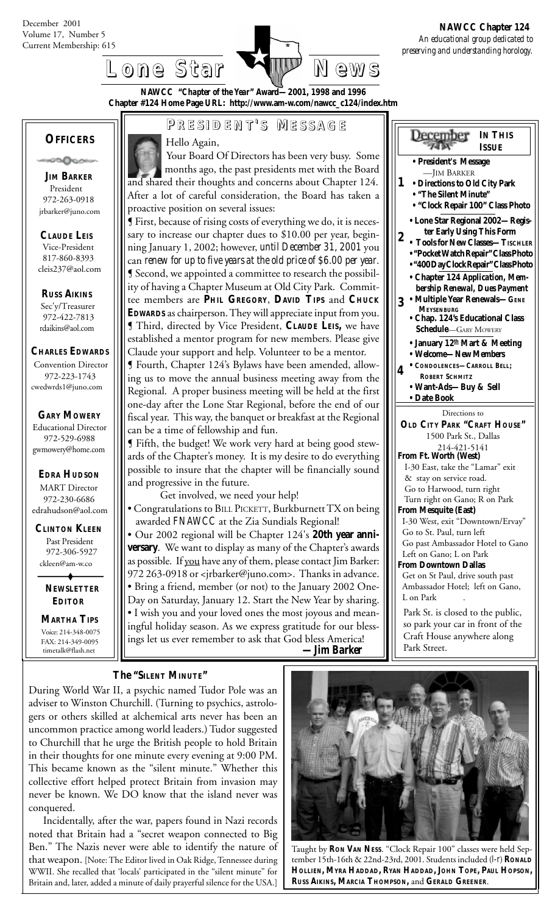December 2001
Volume 17, Number 5
Current Membership: 615

# Lone Star News

**NAWCC Chapter 124**
*An educational group dedicated to preserving and understanding horology.*

**NAWCC "Chapter of the Year" Award—2001, 1998 and 1996**
**Chapter #124 Home Page URL: http://www.am-w.com/nawcc_c124/index.htm**

## OFFICERS

**JIM BARKER**
President
972-263-0918
jrbarker@juno.com

**CLAUDE LEIS**
Vice-President
817-860-8393
cleis237@aol.com

**RUSS AIKINS**
Sec'y/Treasurer
972-422-7813
rdaikins@aol.com

**CHARLES EDWARDS**
Convention Director
972-223-1743
cwedwrds1@juno.com

**GARY MOWERY**
Educational Director
972-529-6988
gwmowery@home.com

**EDRA HUDSON**
MART Director
972-230-6686
edrahudson@aol.com

**CLINTON KLEEN**
Past President
972-306-5927
ckleen@am-w.co

**NEWSLETTER EDITOR**

**MARTHA TIPS**
Voice: 214-348-0075
FAX: 214-349-0095
timetalk@flash.net

## PRESIDENT'S MESSAGE

Hello Again,

Your Board Of Directors has been very busy. Some months ago, the past presidents met with the Board and shared their thoughts and concerns about Chapter 124. After a lot of careful consideration, the Board has taken a proactive position on several issues:

¶ First, because of rising costs of everything we do, it is necessary to increase our chapter dues to $10.00 per year, beginning January 1, 2002; however, *until December 31, 2001* you can *renew for up to five years at the old price of $6.00 per year.*

¶ Second, we appointed a committee to research the possibility of having a Chapter Museum at Old City Park. Committee members are **PHIL GREGORY**, **DAVID TIPS** and **CHUCK EDWARDS** as chairperson. They will appreciate input from you.

¶ Third, directed by Vice President, **CLAUDE LEIS,** we have established a mentor program for new members. Please give Claude your support and help. Volunteer to be a mentor.

¶ Fourth, Chapter 124's Bylaws have been amended, allowing us to move the annual business meeting away from the Regional. A proper business meeting will be held at the first one-day after the Lone Star Regional, before the end of our fiscal year. This way, the banquet or breakfast at the Regional can be a time of fellowship and fun.

¶ Fifth, the budget! We work very hard at being good stewards of the Chapter's money. It is my desire to do everything possible to insure that the chapter will be financially sound and progressive in the future.

Get involved, we need your help!

- Congratulations to BILL PICKETT, Burkburnett TX on being awarded *FNAWCC* at the Zia Sundials Regional!
- Our 2002 regional will be Chapter 124's **20th year anniversary**. We want to display as many of the Chapter's awards as possible. If you have any of them, please contact Jim Barker: 972 263-0918 or <jrbarker@juno.com>. Thanks in advance.
- Bring a friend, member (or not) to the January 2002 One-Day on Saturday, January 12. Start the New Year by sharing.
- I wish you and your loved ones the most joyous and meaningful holiday season. As we express gratitude for our blessings let us ever remember to ask that God bless America!

***—Jim Barker***

## December — IN THIS ISSUE

1
- **President's Message** —JIM BARKER
- **Directions to Old City Park**
- **"The Silent Minute"**
- **"Clock Repair 100" Class Photo**

2
- **Lone Star Regional 2002—Register Early Using This Form**
- **Tools for New Classes—TISCHLER**
- **"Pocket Watch Repair" Class Photo**
- **"400 Day Clock Repair" Class Photo**

3
- **Chapter 124 Application, Membership Renewal, Dues Payment**
- **Multiple Year Renewals—GENE MEYSENBURG**
- **Chap. 124's Educational Class Schedule**—GARY MOWERY

4
- **January 12th Mart & Meeting**
- **Welcome—New Members**
- **CONDOLENCES—CARROLL BELL; ROBERT SCHMITZ**
- **Want-Ads—Buy & Sell**
- **Date Book**

Directions to
**OLD CITY PARK "CRAFT HOUSE"**
1500 Park St., Dallas
214-421-5141

**From Ft. Worth (West)**
I-30 East, take the "Lamar" exit & stay on service road.
Go to Harwood, turn right
Turn right on Gano; R on Park

**From Mesquite (East)**
I-30 West, exit "Downtown/Ervay"
Go to St. Paul, turn left
Go past Ambassador Hotel to Gano
Left on Gano; L on Park

**From Downtown Dallas**
Get on St Paul, drive south past Ambassador Hotel; left on Gano, L on Park

Park St. is closed to the public, so park your car in front of the Craft House anywhere along Park Street.

## The "SILENT MINUTE"

During World War II, a psychic named Tudor Pole was an adviser to Winston Churchill. (Turning to psychics, astrologers or others skilled at alchemical arts never has been an uncommon practice among world leaders.) Tudor suggested to Churchill that he urge the British people to hold Britain in their thoughts for one minute every evening at 9:00 PM. This became known as the "silent minute." Whether this collective effort helped protect Britain from invasion may never be known. We DO know that the island never was conquered.

Incidentally, after the war, papers found in Nazi records noted that Britain had a "secret weapon connected to Big Ben." The Nazis never were able to identify the nature of that weapon. [Note: The Editor lived in Oak Ridge, Tennessee during WWII. She recalled that 'locals' participated in the "silent minute" for Britain and, later, added a minute of daily prayerful silence for the USA.]

Taught by **RON VAN NESS**. "Clock Repair 100" classes were held September 15th-16th & 22nd-23rd, 2001. Students included (l-r) **RONALD HOLLIEN, MYRA HADDAD, RYAN HADDAD, JOHN TOPE, PAUL HOPSON, RUSS AIKINS, MARCIA THOMPSON,** and **GERALD GREENER**.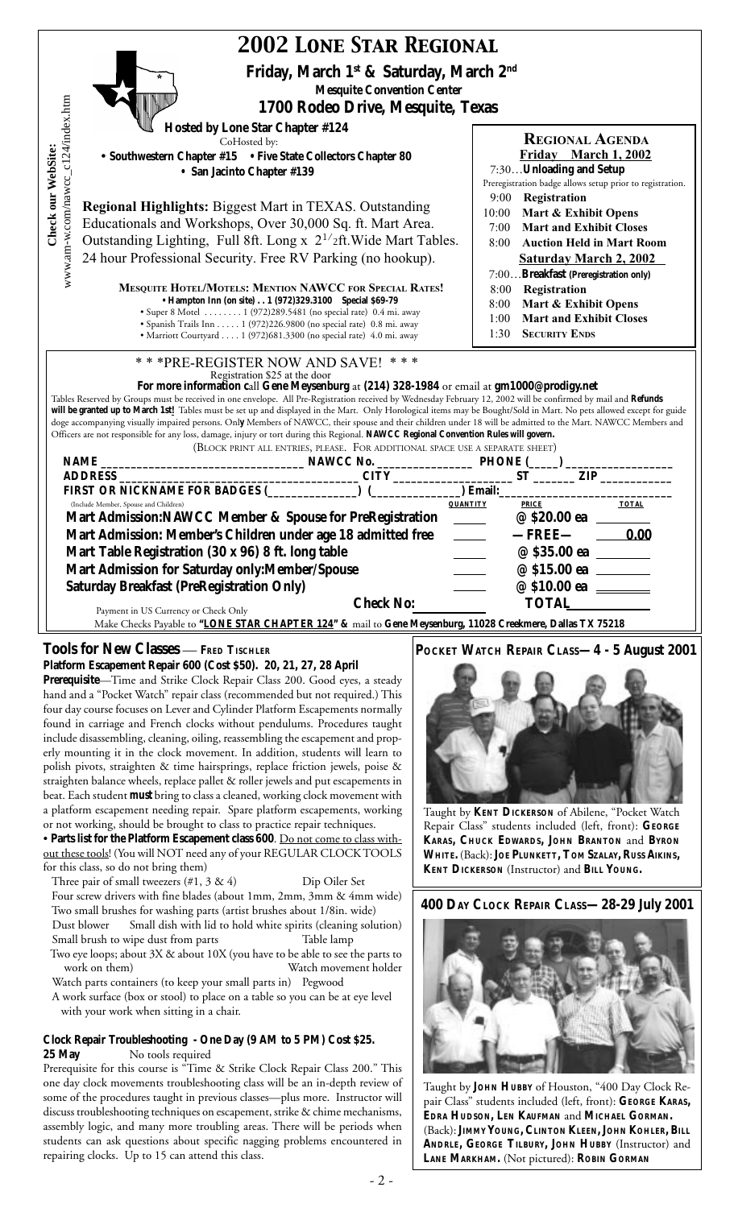# 2002 LONE STAR REGIONAL

**Friday, March 1st & Saturday, March 2nd**

**Mesquite Convention Center**

**1700 Rodeo Drive, Mesquite, Texas**

**Hosted by Lone Star Chapter #124**

CoHosted by:

- **Southwestern Chapter #15** • **Five State Collectors Chapter 80**
- **San Jacinto Chapter #139**

**Check our WebSite:** www.am-w.com/nawcc_c124/index.htm

**Regional Highlights:** Biggest Mart in TEXAS. Outstanding Educationals and Workshops, Over 30,000 Sq. ft. Mart Area. Outstanding Lighting, Full 8ft. Long x $2^{1/2}$ft. Wide Mart Tables. 24 hour Professional Security. Free RV Parking (no hookup).

**MESQUITE HOTEL/MOTELS: MENTION NAWCC FOR SPECIAL RATES!**

- **Hampton Inn (on site) . . 1 (972)329.3100 Special $69-79**
- Super 8 Motel . . . . . . . . 1 (972)289.5481 (no special rate) 0.4 mi. away
- Spanish Trails Inn . . . . . 1 (972)226.9800 (no special rate) 0.8 mi. away
- Marriott Courtyard . . . . 1 (972)681.3300 (no special rate) 4.0 mi. away

## REGIONAL AGENDA

**Friday March 1, 2002**

7:30…**Unloading and Setup**

Preregistration badge allows setup prior to registration.

9:00 **Registration**
10:00 **Mart & Exhibit Opens**
7:00 **Mart and Exhibit Closes**
8:00 **Auction Held in Mart Room**

**Saturday March 2, 2002**

7:00…**Breakfast (Preregistration only)**
8:00 **Registration**
8:00 **Mart & Exhibit Opens**
1:00 **Mart and Exhibit Closes**
1:30 **SECURITY ENDS**

\* \* \*PRE-REGISTER NOW AND SAVE! \* \* \*

Registration $25 at the door

**For more information c**all **Gene Meysenburg** at **(214) 328-1984** or email at **gm1000@prodigy.net**

Tables Reserved by Groups must be received in one envelope. All Pre-Registration received by Wednesday February 12, 2002 will be confirmed by mail and **Refunds will be granted up to March 1st!** Tables must be set up and displayed in the Mart. Only Horological items may be Bought/Sold in Mart. No pets allowed except for guide doge accompanying visually impaired persons. On**ly** Members of NAWCC, their spouse and their children under 18 will be admitted to the Mart. NAWCC Members and Officers are not responsible for any loss, damage, injury or tort during this Regional. **NAWCC Regional Convention Rules will govern.**

(BLOCK PRINT ALL ENTRIES, PLEASE. FOR ADDITIONAL SPACE USE A SEPARATE SHEET)

**NAME** ______________ **NAWCC No.** ________ **PHONE (**____**)** ________

**ADDRESS** ______________ **CITY** ________ **ST** ____ **ZIP** ______

**FIRST OR NICKNAME FOR BADGES (**________**) (**________**) Email:** ________

| (Include Member, Spouse and Children) | QUANTITY | PRICE | TOTAL |
|---|---|---|---|
| **Mart Admission:NAWCC Member & Spouse for PreRegistration** | ____ | **@ $20.00 ea** | ____ |
| **Mart Admission: Member's Children under age 18 admitted free** | ____ | **—FREE—** | **0.00** |
| **Mart Table Registration (30 x 96) 8 ft. long table** | ____ | **@ $35.00 ea** | ____ |
| **Mart Admission for Saturday only:Member/Spouse** | ____ | **@ $15.00 ea** | ____ |
| **Saturday Breakfast (PreRegistration Only)** | ____ | **@ $10.00 ea** | ____ |
| Payment in US Currency or Check Only | **Check No:** ____ | **TOTAL** | ____ |

Make Checks Payable to **"LONE STAR CHAPTER 124" &** mail to **Gene Meysenburg, 11028 Creekmere, Dallas TX 75218**

## Tools for New Classes — FRED TISCHLER

**Platform Escapement Repair 600 (Cost $50). 20, 21, 27, 28 April**

**Prerequisite**—Time and Strike Clock Repair Class 200. Good eyes, a steady hand and a "Pocket Watch" repair class (recommended but not required.) This four day course focuses on Lever and Cylinder Platform Escapements normally found in carriage and French clocks without pendulums. Procedures taught include disassembling, cleaning, oiling, reassembling the escapement and properly mounting it in the clock movement. In addition, students will learn to polish pivots, straighten & time hairsprings, replace friction jewels, poise & straighten balance wheels, replace pallet & roller jewels and put escapements in beat. Each student **must** bring to class a cleaned, working clock movement with a platform escapement needing repair. Spare platform escapements, working or not working, should be brought to class to practice repair techniques.

• **Parts list for the Platform Escapement class 600**. Do not come to class without these tools! (You will NOT need any of your REGULAR CLOCK TOOLS for this class, so do not bring them)

- Three pair of small tweezers (#1, 3 & 4)
- Dip Oiler Set
- Four screw drivers with fine blades (about 1mm, 2mm, 3mm & 4mm wide)
- Two small brushes for washing parts (artist brushes about 1/8in. wide)
- Dust blower
- Small dish with lid to hold white spirits (cleaning solution)
- Small brush to wipe dust from parts
- Table lamp
- Two eye loops; about 3X & about 10X (you have to be able to see the parts to work on them)
- Watch movement holder
- Watch parts containers (to keep your small parts in)
- Pegwood
- A work surface (box or stool) to place on a table so you can be at eye level with your work when sitting in a chair.

**Clock Repair Troubleshooting - One Day (9 AM to 5 PM) Cost $25.**
**25 May** No tools required

Prerequisite for this course is "Time & Strike Clock Repair Class 200." This one day clock movements troubleshooting class will be an in-depth review of some of the procedures taught in previous classes—plus more. Instructor will discuss troubleshooting techniques on escapement, strike & chime mechanisms, assembly logic, and many more troubling areas. There will be periods when students can ask questions about specific nagging problems encountered in repairing clocks. Up to 15 can attend this class.

## POCKET WATCH REPAIR CLASS—4 - 5 August 2001

Taught by **KENT DICKERSON** of Abilene, "Pocket Watch Repair Class" students included (left, front): **GEORGE KARAS, CHUCK EDWARDS, JOHN BRANTON** and **BYRON WHITE.** (Back): **JOE PLUNKETT, TOM SZALAY, RUSS AIKINS, KENT DICKERSON** (Instructor) and **BILL YOUNG.**

## 400 DAY CLOCK REPAIR CLASS—28-29 July 2001

Taught by **JOHN HUBBY** of Houston, "400 Day Clock Repair Class" students included (left, front): **GEORGE KARAS, EDRA HUDSON, LEN KAUFMAN** and **MICHAEL GORMAN.** (Back): **JIMMY YOUNG, CLINTON KLEEN, JOHN KOHLER, BILL ANDRLE, GEORGE TILBURY, JOHN HUBBY** (Instructor) and **LANE MARKHAM.** (Not pictured): **ROBIN GORMAN**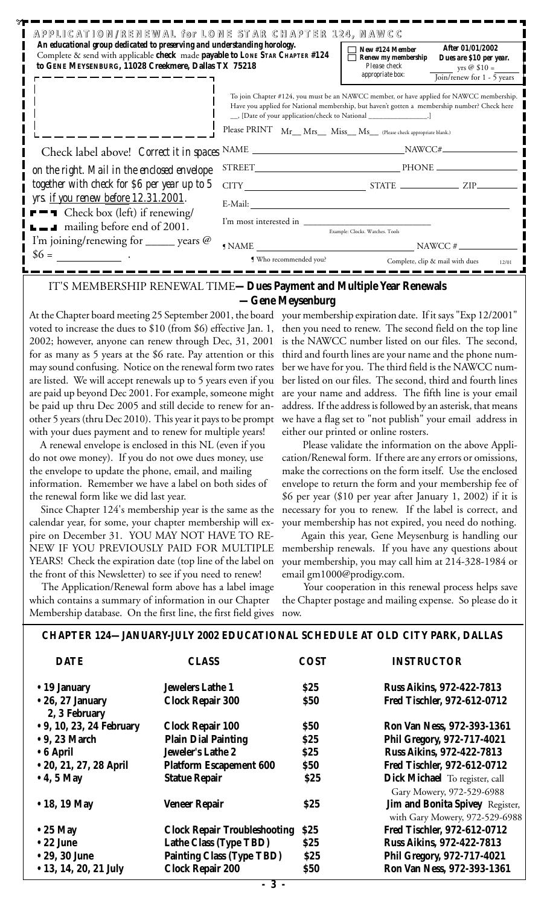## APPLICATION/RENEWAL for LONE STAR CHAPTER 124, NAWCC

**An educational group dedicated to preserving and understanding horology.**
Complete & send with applicable **check** made **payable to LONE STAR CHAPTER #124 to GENE MEYSENBURG, 11028 Creekmere, Dallas TX 75218**

☐ **New #124 Member**
☐ **Renew my membership**
*Please check appropriate box:*

**After 01/01/2002 Dues are $10 per year.**
_____ yrs @ $10 = _____
Join/renew for 1 - 5 years

To join Chapter #124, you must be an NAWCC member, or have applied for NAWCC membership. Have you applied for National membership, but haven't gotten a membership number? Check here __, [Date of your application/check to National ______________.]

Please PRINT Mr__ Mrs__ Miss__ Ms__ (Please check appropriate blank.)

Check label above! *Correct it in spaces on the right. Mail in the enclosed envelope together with check for $6 per year up to 5 yrs. if you renew before 12.31.2001.*

☐ Check box (left) if renewing/mailing before end of 2001.

I'm joining/renewing for _____ years @ $6 = __________ .

NAME ______________________ NAWCC# __________

STREET ______________________ PHONE __________

CITY ______________ STATE __________ ZIP ________

E-Mail: ______________________

I'm most interested in ______________________
Example: Clocks. Watches. Tools

¶ NAME ______________________ NAWCC # __________
¶ Who recommended you?

Complete, clip & mail with dues 12/01

## IT'S MEMBERSHIP RENEWAL TIME—Dues Payment and Multiple Year Renewals —Gene Meysenburg

At the Chapter board meeting 25 September 2001, the board voted to increase the dues to $10 (from $6) effective Jan. 1, 2002; however, anyone can renew through Dec, 31, 2001 for as many as 5 years at the $6 rate. Pay attention or this may sound confusing. Notice on the renewal form two rates are listed. We will accept renewals up to 5 years even if you are paid up beyond Dec 2001. For example, someone might be paid up thru Dec 2005 and still decide to renew for another 5 years (thru Dec 2010). This year it pays to be prompt with your dues payment and to renew for multiple years!

A renewal envelope is enclosed in this NL (even if you do not owe money). If you do not owe dues money, use the envelope to update the phone, email, and mailing information. Remember we have a label on both sides of the renewal form like we did last year.

Since Chapter 124's membership year is the same as the calendar year, for some, your chapter membership will expire on December 31. YOU MAY NOT HAVE TO RENEW IF YOU PREVIOUSLY PAID FOR MULTIPLE YEARS! Check the expiration date (top line of the label on the front of this Newsletter) to see if you need to renew!

The Application/Renewal form above has a label image which contains a summary of information in our Chapter Membership database. On the first line, the first field gives your membership expiration date. If it says "Exp 12/2001" then you need to renew. The second field on the top line is the NAWCC number listed on our files. The second, third and fourth lines are your name and the phone number we have for you. The third field is the NAWCC number listed on our files. The second, third and fourth lines are your name and address. The fifth line is your email address. If the address is followed by an asterisk, that means we have a flag set to "not publish" your email address in either our printed or online rosters.

Please validate the information on the above Application/Renewal form. If there are any errors or omissions, make the corrections on the form itself. Use the enclosed envelope to return the form and your membership fee of $6 per year ($10 per year after January 1, 2002) if it is necessary for you to renew. If the label is correct, and your membership has not expired, you need do nothing.

Again this year, Gene Meysenburg is handling our membership renewals. If you have any questions about your membership, you may call him at 214-328-1984 or email gm1000@prodigy.com.

Your cooperation in this renewal process helps save the Chapter postage and mailing expense. So please do it now.

## CHAPTER 124—JANUARY-JULY 2002 EDUCATIONAL SCHEDULE AT OLD CITY PARK, DALLAS

| DATE | CLASS | COST | INSTRUCTOR |
|---|---|---|---|
| • 19 January | Jewelers Lathe 1 | $25 | Russ Aikins, 972-422-7813 |
| • 26, 27 January 2, 3 February | Clock Repair 300 | $50 | Fred Tischler, 972-612-0712 |
| • 9, 10, 23, 24 February | Clock Repair 100 | $50 | Ron Van Ness, 972-393-1361 |
| • 9, 23 March | Plain Dial Painting | $25 | Phil Gregory, 972-717-4021 |
| • 6 April | Jeweler's Lathe 2 | $25 | Russ Aikins, 972-422-7813 |
| • 20, 21, 27, 28 April | Platform Escapement 600 | $50 | Fred Tischler, 972-612-0712 |
| • 4, 5 May | Statue Repair | $25 | **Dick Michael** To register, call Gary Mowery, 972-529-6988 |
| • 18, 19 May | Veneer Repair | $25 | **Jim and Bonita Spivey** Register, with Gary Mowery, 972-529-6988 |
| • 25 May | Clock Repair Troubleshooting | $25 | Fred Tischler, 972-612-0712 |
| • 22 June | Lathe Class (Type TBD) | $25 | Russ Aikins, 972-422-7813 |
| • 29, 30 June | Painting Class (Type TBD) | $25 | Phil Gregory, 972-717-4021 |
| • 13, 14, 20, 21 July | Clock Repair 200 | $50 | Ron Van Ness, 972-393-1361 |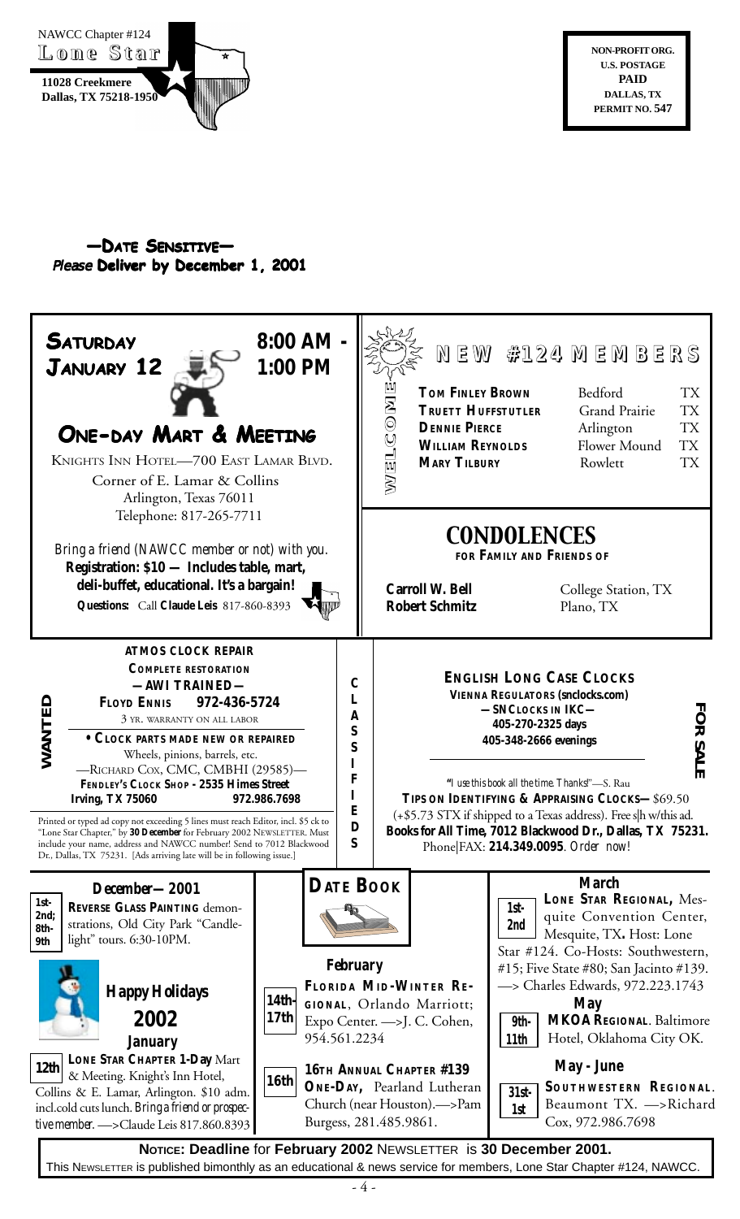NAWCC Chapter #124
Lone Star

11028 Creekmere
Dallas, TX 75218-1950

NON-PROFIT ORG.
U.S. POSTAGE
PAID
DALLAS, TX
PERMIT NO. 547

**—DATE SENSITIVE—**
***Please* Deliver by December 1, 2001**

## SATURDAY JANUARY 12 — 8:00 AM - 1:00 PM

## ONE-DAY MART & MEETING

KNIGHTS INN HOTEL—700 EAST LAMAR BLVD.
Corner of E. Lamar & Collins
Arlington, Texas 76011
Telephone: 817-265-7711

*Bring a friend (NAWCC member or not) with you.*
**Registration: $10 — Includes table, mart, deli-buffet, educational. It's a bargain!**
**Questions:** Call **Claude Leis** 817-860-8393

## WELCOME NEW #124 MEMBERS

| | | |
|---|---|---|
| **TOM FINLEY BROWN** | Bedford | TX |
| **TRUETT HUFFSTUTLER** | Grand Prairie | TX |
| **DENNIE PIERCE** | Arlington | TX |
| **WILLIAM REYNOLDS** | Flower Mound | TX |
| **MARY TILBURY** | Rowlett | TX |

## CONDOLENCES

**FOR FAMILY AND FRIENDS OF**

| | |
|---|---|
| **Carroll W. Bell** | College Station, TX |
| **Robert Schmitz** | Plano, TX |

## CLASSIFIEDS

### WANTED

**ATMOS CLOCK REPAIR**
**COMPLETE RESTORATION**
**—AWI TRAINED—**
**FLOYD ENNIS 972-436-5724**
3 YR. WARRANTY ON ALL LABOR

**• CLOCK PARTS MADE NEW OR REPAIRED**
Wheels, pinions, barrels, etc.
—RICHARD COX, CMC, CMBHI (29585)—
**FENDLEY'S CLOCK SHOP - 2535 Himes Street**
**Irving, TX 75060 972.986.7698**

Printed or typed ad copy not exceeding 5 lines must reach Editor, incl. $5 ck to "Lone Star Chapter," by **30 December** for February 2002 NEWSLETTER. Must include your name, address and NAWCC number! Send to 7012 Blackwood Dr., Dallas, TX 75231. [Ads arriving late will be in following issue.]

### FOR SALE

**ENGLISH LONG CASE CLOCKS**
**VIENNA REGULATORS (snclocks.com)**
**—SNCLOCKS IN IKC—**
**405-270-2325 days**
**405-348-2666 evenings**

*"I use this book all the time. Thanks!"*—S. Rau
**TIPS ON IDENTIFYING & APPRAISING CLOCKS—** $69.50 (+$5.73 STX if shipped to a Texas address). Free s|h w/this ad.
**Books for All Time, 7012 Blackwood Dr., Dallas, TX 75231.** Phone|FAX: **214.349.0095**. *Order now!*

## DATE BOOK

### December—2001

**1st-2nd; 8th-9th** — **REVERSE GLASS PAINTING** demonstrations, Old City Park "Candlelight" tours. 6:30-10PM.

**Happy Holidays 2002**

### January

**12th** — **LONE STAR CHAPTER 1-DAY** Mart & Meeting. Knight's Inn Hotel, Collins & E. Lamar, Arlington. $10 adm. incl.cold cuts lunch. *Bring a friend or prospective member.* —>Claude Leis 817.860.8393

### February

**14th-17th** — **FLORIDA MID-WINTER REGIONAL**, Orlando Marriott; Expo Center. —>J. C. Cohen, 954.561.2234

**16th** — **16TH ANNUAL CHAPTER #139 ONE-DAY,** Pearland Lutheran Church (near Houston).—>Pam Burgess, 281.485.9861.

### March

**1st-2nd** — **LONE STAR REGIONAL,** Mesquite Convention Center, Mesquite, TX**.** Host: Lone Star #124. Co-Hosts: Southwestern, #15; Five State #80; San Jacinto #139. —> Charles Edwards, 972.223.1743

### May

**9th-11th** — **MKOA REGIONAL**. Baltimore Hotel, Oklahoma City OK.

### May - June

**31st-1st** — **SOUTHWESTERN REGIONAL**. Beaumont TX. —>Richard Cox, 972.986.7698

**NOTICE: Deadline** for **February 2002** NEWSLETTER is **30 December 2001.**
This NEWSLETTER is published bimonthly as an educational & news service for members, Lone Star Chapter #124, NAWCC.